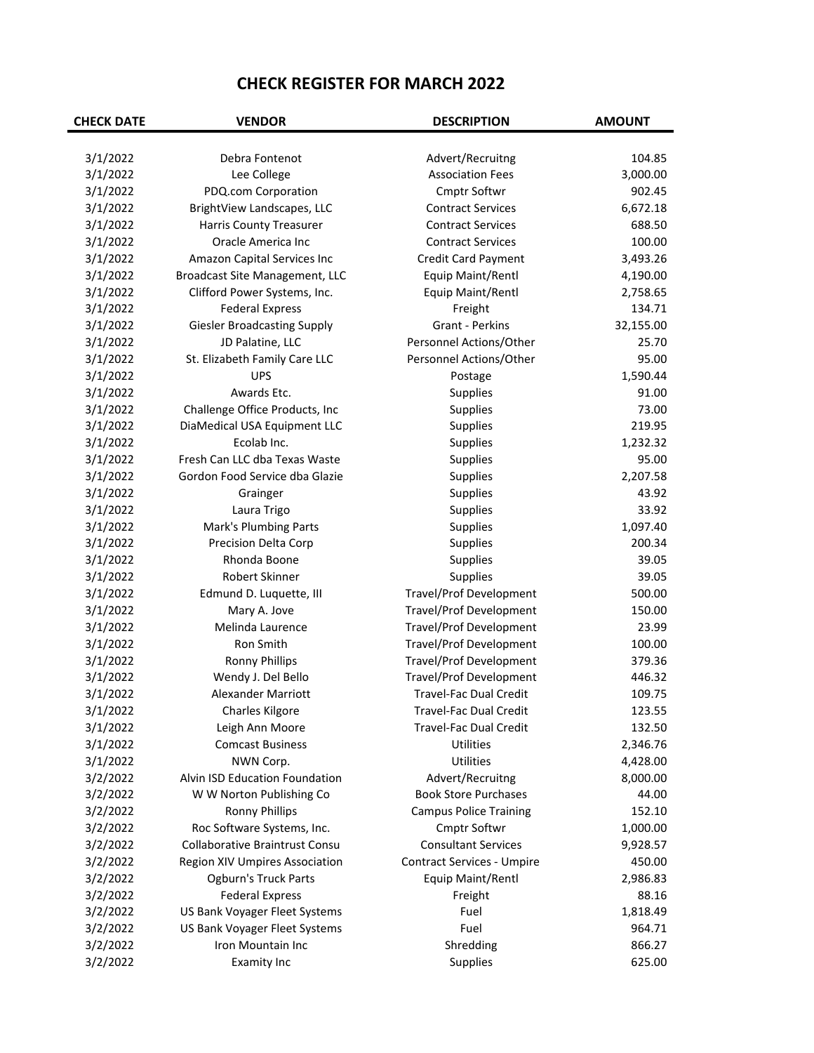# CHECK REGISTER FOR MARCH 2022

| CHECK DATE | VENDOR | DESCRIPTION | AMOUNT |
|---|---|---|---|
| 3/1/2022 | Debra Fontenot | Advert/Recruitng | 104.85 |
| 3/1/2022 | Lee College | Association Fees | 3,000.00 |
| 3/1/2022 | PDQ.com Corporation | Cmptr Softwr | 902.45 |
| 3/1/2022 | BrightView Landscapes, LLC | Contract Services | 6,672.18 |
| 3/1/2022 | Harris County Treasurer | Contract Services | 688.50 |
| 3/1/2022 | Oracle America Inc | Contract Services | 100.00 |
| 3/1/2022 | Amazon Capital Services Inc | Credit Card Payment | 3,493.26 |
| 3/1/2022 | Broadcast Site Management, LLC | Equip Maint/Rentl | 4,190.00 |
| 3/1/2022 | Clifford Power Systems, Inc. | Equip Maint/Rentl | 2,758.65 |
| 3/1/2022 | Federal Express | Freight | 134.71 |
| 3/1/2022 | Giesler Broadcasting Supply | Grant - Perkins | 32,155.00 |
| 3/1/2022 | JD Palatine, LLC | Personnel Actions/Other | 25.70 |
| 3/1/2022 | St. Elizabeth Family Care LLC | Personnel Actions/Other | 95.00 |
| 3/1/2022 | UPS | Postage | 1,590.44 |
| 3/1/2022 | Awards Etc. | Supplies | 91.00 |
| 3/1/2022 | Challenge Office Products, Inc | Supplies | 73.00 |
| 3/1/2022 | DiaMedical USA Equipment LLC | Supplies | 219.95 |
| 3/1/2022 | Ecolab Inc. | Supplies | 1,232.32 |
| 3/1/2022 | Fresh Can LLC dba Texas Waste | Supplies | 95.00 |
| 3/1/2022 | Gordon Food Service dba Glazie | Supplies | 2,207.58 |
| 3/1/2022 | Grainger | Supplies | 43.92 |
| 3/1/2022 | Laura Trigo | Supplies | 33.92 |
| 3/1/2022 | Mark's Plumbing Parts | Supplies | 1,097.40 |
| 3/1/2022 | Precision Delta Corp | Supplies | 200.34 |
| 3/1/2022 | Rhonda Boone | Supplies | 39.05 |
| 3/1/2022 | Robert Skinner | Supplies | 39.05 |
| 3/1/2022 | Edmund D. Luquette, III | Travel/Prof Development | 500.00 |
| 3/1/2022 | Mary A. Jove | Travel/Prof Development | 150.00 |
| 3/1/2022 | Melinda Laurence | Travel/Prof Development | 23.99 |
| 3/1/2022 | Ron Smith | Travel/Prof Development | 100.00 |
| 3/1/2022 | Ronny Phillips | Travel/Prof Development | 379.36 |
| 3/1/2022 | Wendy J. Del Bello | Travel/Prof Development | 446.32 |
| 3/1/2022 | Alexander Marriott | Travel-Fac Dual Credit | 109.75 |
| 3/1/2022 | Charles Kilgore | Travel-Fac Dual Credit | 123.55 |
| 3/1/2022 | Leigh Ann Moore | Travel-Fac Dual Credit | 132.50 |
| 3/1/2022 | Comcast Business | Utilities | 2,346.76 |
| 3/1/2022 | NWN Corp. | Utilities | 4,428.00 |
| 3/2/2022 | Alvin ISD Education Foundation | Advert/Recruitng | 8,000.00 |
| 3/2/2022 | W W Norton Publishing Co | Book Store Purchases | 44.00 |
| 3/2/2022 | Ronny Phillips | Campus Police Training | 152.10 |
| 3/2/2022 | Roc Software Systems, Inc. | Cmptr Softwr | 1,000.00 |
| 3/2/2022 | Collaborative Braintrust Consu | Consultant Services | 9,928.57 |
| 3/2/2022 | Region XIV Umpires Association | Contract Services - Umpire | 450.00 |
| 3/2/2022 | Ogburn's Truck Parts | Equip Maint/Rentl | 2,986.83 |
| 3/2/2022 | Federal Express | Freight | 88.16 |
| 3/2/2022 | US Bank Voyager Fleet Systems | Fuel | 1,818.49 |
| 3/2/2022 | US Bank Voyager Fleet Systems | Fuel | 964.71 |
| 3/2/2022 | Iron Mountain Inc | Shredding | 866.27 |
| 3/2/2022 | Examity Inc | Supplies | 625.00 |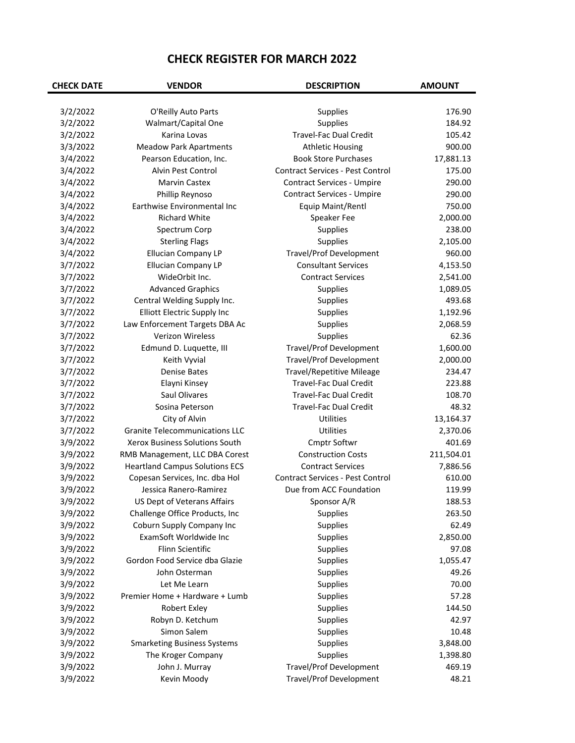# CHECK REGISTER FOR MARCH 2022

| CHECK DATE | VENDOR | DESCRIPTION | AMOUNT |
|---|---|---|---|
| 3/2/2022 | O'Reilly Auto Parts | Supplies | 176.90 |
| 3/2/2022 | Walmart/Capital One | Supplies | 184.92 |
| 3/2/2022 | Karina Lovas | Travel-Fac Dual Credit | 105.42 |
| 3/3/2022 | Meadow Park Apartments | Athletic Housing | 900.00 |
| 3/4/2022 | Pearson Education, Inc. | Book Store Purchases | 17,881.13 |
| 3/4/2022 | Alvin Pest Control | Contract Services - Pest Control | 175.00 |
| 3/4/2022 | Marvin Castex | Contract Services - Umpire | 290.00 |
| 3/4/2022 | Phillip Reynoso | Contract Services - Umpire | 290.00 |
| 3/4/2022 | Earthwise Environmental Inc | Equip Maint/Rentl | 750.00 |
| 3/4/2022 | Richard White | Speaker Fee | 2,000.00 |
| 3/4/2022 | Spectrum Corp | Supplies | 238.00 |
| 3/4/2022 | Sterling Flags | Supplies | 2,105.00 |
| 3/4/2022 | Ellucian Company LP | Travel/Prof Development | 960.00 |
| 3/7/2022 | Ellucian Company LP | Consultant Services | 4,153.50 |
| 3/7/2022 | WideOrbit Inc. | Contract Services | 2,541.00 |
| 3/7/2022 | Advanced Graphics | Supplies | 1,089.05 |
| 3/7/2022 | Central Welding Supply Inc. | Supplies | 493.68 |
| 3/7/2022 | Elliott Electric Supply Inc | Supplies | 1,192.96 |
| 3/7/2022 | Law Enforcement Targets DBA Ac | Supplies | 2,068.59 |
| 3/7/2022 | Verizon Wireless | Supplies | 62.36 |
| 3/7/2022 | Edmund D. Luquette, III | Travel/Prof Development | 1,600.00 |
| 3/7/2022 | Keith Vyvial | Travel/Prof Development | 2,000.00 |
| 3/7/2022 | Denise Bates | Travel/Repetitive Mileage | 234.47 |
| 3/7/2022 | Elayni Kinsey | Travel-Fac Dual Credit | 223.88 |
| 3/7/2022 | Saul Olivares | Travel-Fac Dual Credit | 108.70 |
| 3/7/2022 | Sosina Peterson | Travel-Fac Dual Credit | 48.32 |
| 3/7/2022 | City of Alvin | Utilities | 13,164.37 |
| 3/7/2022 | Granite Telecommunications LLC | Utilities | 2,370.06 |
| 3/9/2022 | Xerox Business Solutions South | Cmptr Softwr | 401.69 |
| 3/9/2022 | RMB Management, LLC DBA Corest | Construction Costs | 211,504.01 |
| 3/9/2022 | Heartland Campus Solutions ECS | Contract Services | 7,886.56 |
| 3/9/2022 | Copesan Services, Inc. dba Hol | Contract Services - Pest Control | 610.00 |
| 3/9/2022 | Jessica Ranero-Ramirez | Due from ACC Foundation | 119.99 |
| 3/9/2022 | US Dept of Veterans Affairs | Sponsor A/R | 188.53 |
| 3/9/2022 | Challenge Office Products, Inc | Supplies | 263.50 |
| 3/9/2022 | Coburn Supply Company Inc | Supplies | 62.49 |
| 3/9/2022 | ExamSoft Worldwide Inc | Supplies | 2,850.00 |
| 3/9/2022 | Flinn Scientific | Supplies | 97.08 |
| 3/9/2022 | Gordon Food Service dba Glazie | Supplies | 1,055.47 |
| 3/9/2022 | John Osterman | Supplies | 49.26 |
| 3/9/2022 | Let Me Learn | Supplies | 70.00 |
| 3/9/2022 | Premier Home + Hardware + Lumb | Supplies | 57.28 |
| 3/9/2022 | Robert Exley | Supplies | 144.50 |
| 3/9/2022 | Robyn D. Ketchum | Supplies | 42.97 |
| 3/9/2022 | Simon Salem | Supplies | 10.48 |
| 3/9/2022 | Smarketing Business Systems | Supplies | 3,848.00 |
| 3/9/2022 | The Kroger Company | Supplies | 1,398.80 |
| 3/9/2022 | John J. Murray | Travel/Prof Development | 469.19 |
| 3/9/2022 | Kevin Moody | Travel/Prof Development | 48.21 |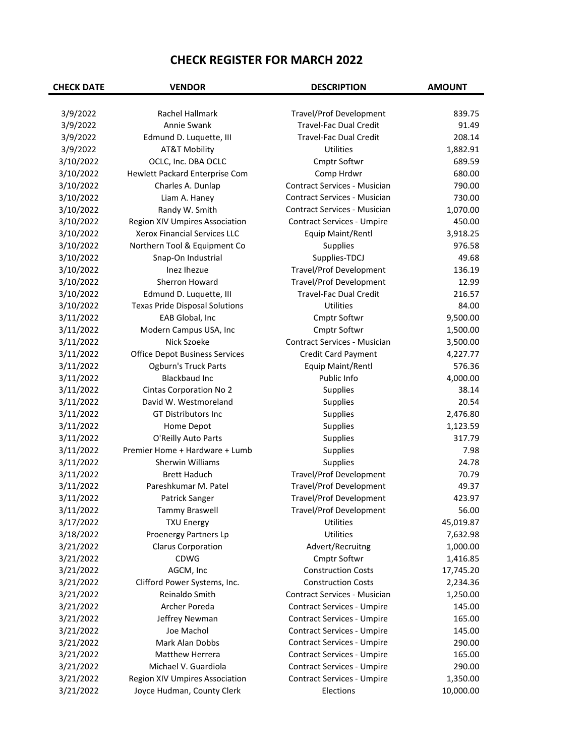# CHECK REGISTER FOR MARCH 2022

| CHECK DATE | VENDOR | DESCRIPTION | AMOUNT |
|---|---|---|---|
| 3/9/2022 | Rachel Hallmark | Travel/Prof Development | 839.75 |
| 3/9/2022 | Annie Swank | Travel-Fac Dual Credit | 91.49 |
| 3/9/2022 | Edmund D. Luquette, III | Travel-Fac Dual Credit | 208.14 |
| 3/9/2022 | AT&T Mobility | Utilities | 1,882.91 |
| 3/10/2022 | OCLC, Inc. DBA OCLC | Cmptr Softwr | 689.59 |
| 3/10/2022 | Hewlett Packard Enterprise Com | Comp Hrdwr | 680.00 |
| 3/10/2022 | Charles A. Dunlap | Contract Services - Musician | 790.00 |
| 3/10/2022 | Liam A. Haney | Contract Services - Musician | 730.00 |
| 3/10/2022 | Randy W. Smith | Contract Services - Musician | 1,070.00 |
| 3/10/2022 | Region XIV Umpires Association | Contract Services - Umpire | 450.00 |
| 3/10/2022 | Xerox Financial Services LLC | Equip Maint/Rentl | 3,918.25 |
| 3/10/2022 | Northern Tool & Equipment Co | Supplies | 976.58 |
| 3/10/2022 | Snap-On Industrial | Supplies-TDCJ | 49.68 |
| 3/10/2022 | Inez Ihezue | Travel/Prof Development | 136.19 |
| 3/10/2022 | Sherron Howard | Travel/Prof Development | 12.99 |
| 3/10/2022 | Edmund D. Luquette, III | Travel-Fac Dual Credit | 216.57 |
| 3/10/2022 | Texas Pride Disposal Solutions | Utilities | 84.00 |
| 3/11/2022 | EAB Global, Inc | Cmptr Softwr | 9,500.00 |
| 3/11/2022 | Modern Campus USA, Inc | Cmptr Softwr | 1,500.00 |
| 3/11/2022 | Nick Szoeke | Contract Services - Musician | 3,500.00 |
| 3/11/2022 | Office Depot Business Services | Credit Card Payment | 4,227.77 |
| 3/11/2022 | Ogburn's Truck Parts | Equip Maint/Rentl | 576.36 |
| 3/11/2022 | Blackbaud Inc | Public Info | 4,000.00 |
| 3/11/2022 | Cintas Corporation No 2 | Supplies | 38.14 |
| 3/11/2022 | David W. Westmoreland | Supplies | 20.54 |
| 3/11/2022 | GT Distributors Inc | Supplies | 2,476.80 |
| 3/11/2022 | Home Depot | Supplies | 1,123.59 |
| 3/11/2022 | O'Reilly Auto Parts | Supplies | 317.79 |
| 3/11/2022 | Premier Home + Hardware + Lumb | Supplies | 7.98 |
| 3/11/2022 | Sherwin Williams | Supplies | 24.78 |
| 3/11/2022 | Brett Haduch | Travel/Prof Development | 70.79 |
| 3/11/2022 | Pareshkumar M. Patel | Travel/Prof Development | 49.37 |
| 3/11/2022 | Patrick Sanger | Travel/Prof Development | 423.97 |
| 3/11/2022 | Tammy Braswell | Travel/Prof Development | 56.00 |
| 3/17/2022 | TXU Energy | Utilities | 45,019.87 |
| 3/18/2022 | Proenergy Partners Lp | Utilities | 7,632.98 |
| 3/21/2022 | Clarus Corporation | Advert/Recruitng | 1,000.00 |
| 3/21/2022 | CDWG | Cmptr Softwr | 1,416.85 |
| 3/21/2022 | AGCM, Inc | Construction Costs | 17,745.20 |
| 3/21/2022 | Clifford Power Systems, Inc. | Construction Costs | 2,234.36 |
| 3/21/2022 | Reinaldo Smith | Contract Services - Musician | 1,250.00 |
| 3/21/2022 | Archer Poreda | Contract Services - Umpire | 145.00 |
| 3/21/2022 | Jeffrey Newman | Contract Services - Umpire | 165.00 |
| 3/21/2022 | Joe Machol | Contract Services - Umpire | 145.00 |
| 3/21/2022 | Mark Alan Dobbs | Contract Services - Umpire | 290.00 |
| 3/21/2022 | Matthew Herrera | Contract Services - Umpire | 165.00 |
| 3/21/2022 | Michael V. Guardiola | Contract Services - Umpire | 290.00 |
| 3/21/2022 | Region XIV Umpires Association | Contract Services - Umpire | 1,350.00 |
| 3/21/2022 | Joyce Hudman, County Clerk | Elections | 10,000.00 |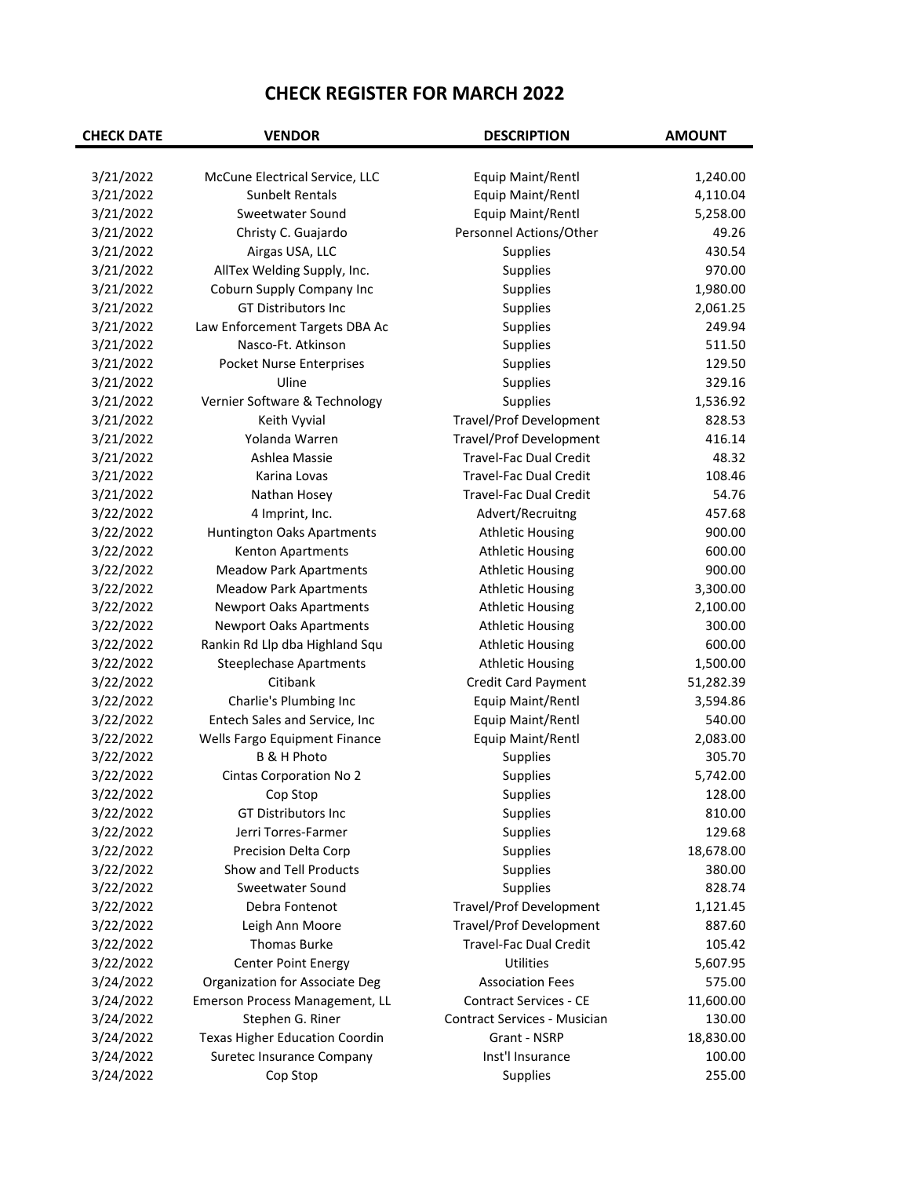# CHECK REGISTER FOR MARCH 2022

| CHECK DATE | VENDOR | DESCRIPTION | AMOUNT |
|---|---|---|---|
| 3/21/2022 | McCune Electrical Service, LLC | Equip Maint/Rentl | 1,240.00 |
| 3/21/2022 | Sunbelt Rentals | Equip Maint/Rentl | 4,110.04 |
| 3/21/2022 | Sweetwater Sound | Equip Maint/Rentl | 5,258.00 |
| 3/21/2022 | Christy C. Guajardo | Personnel Actions/Other | 49.26 |
| 3/21/2022 | Airgas USA, LLC | Supplies | 430.54 |
| 3/21/2022 | AllTex Welding Supply, Inc. | Supplies | 970.00 |
| 3/21/2022 | Coburn Supply Company Inc | Supplies | 1,980.00 |
| 3/21/2022 | GT Distributors Inc | Supplies | 2,061.25 |
| 3/21/2022 | Law Enforcement Targets DBA Ac | Supplies | 249.94 |
| 3/21/2022 | Nasco-Ft. Atkinson | Supplies | 511.50 |
| 3/21/2022 | Pocket Nurse Enterprises | Supplies | 129.50 |
| 3/21/2022 | Uline | Supplies | 329.16 |
| 3/21/2022 | Vernier Software & Technology | Supplies | 1,536.92 |
| 3/21/2022 | Keith Vyvial | Travel/Prof Development | 828.53 |
| 3/21/2022 | Yolanda Warren | Travel/Prof Development | 416.14 |
| 3/21/2022 | Ashlea Massie | Travel-Fac Dual Credit | 48.32 |
| 3/21/2022 | Karina Lovas | Travel-Fac Dual Credit | 108.46 |
| 3/21/2022 | Nathan Hosey | Travel-Fac Dual Credit | 54.76 |
| 3/22/2022 | 4 Imprint, Inc. | Advert/Recruitng | 457.68 |
| 3/22/2022 | Huntington Oaks Apartments | Athletic Housing | 900.00 |
| 3/22/2022 | Kenton Apartments | Athletic Housing | 600.00 |
| 3/22/2022 | Meadow Park Apartments | Athletic Housing | 900.00 |
| 3/22/2022 | Meadow Park Apartments | Athletic Housing | 3,300.00 |
| 3/22/2022 | Newport Oaks Apartments | Athletic Housing | 2,100.00 |
| 3/22/2022 | Newport Oaks Apartments | Athletic Housing | 300.00 |
| 3/22/2022 | Rankin Rd Llp dba Highland Squ | Athletic Housing | 600.00 |
| 3/22/2022 | Steeplechase Apartments | Athletic Housing | 1,500.00 |
| 3/22/2022 | Citibank | Credit Card Payment | 51,282.39 |
| 3/22/2022 | Charlie's Plumbing Inc | Equip Maint/Rentl | 3,594.86 |
| 3/22/2022 | Entech Sales and Service, Inc | Equip Maint/Rentl | 540.00 |
| 3/22/2022 | Wells Fargo Equipment Finance | Equip Maint/Rentl | 2,083.00 |
| 3/22/2022 | B & H Photo | Supplies | 305.70 |
| 3/22/2022 | Cintas Corporation No 2 | Supplies | 5,742.00 |
| 3/22/2022 | Cop Stop | Supplies | 128.00 |
| 3/22/2022 | GT Distributors Inc | Supplies | 810.00 |
| 3/22/2022 | Jerri Torres-Farmer | Supplies | 129.68 |
| 3/22/2022 | Precision Delta Corp | Supplies | 18,678.00 |
| 3/22/2022 | Show and Tell Products | Supplies | 380.00 |
| 3/22/2022 | Sweetwater Sound | Supplies | 828.74 |
| 3/22/2022 | Debra Fontenot | Travel/Prof Development | 1,121.45 |
| 3/22/2022 | Leigh Ann Moore | Travel/Prof Development | 887.60 |
| 3/22/2022 | Thomas Burke | Travel-Fac Dual Credit | 105.42 |
| 3/22/2022 | Center Point Energy | Utilities | 5,607.95 |
| 3/24/2022 | Organization for Associate Deg | Association Fees | 575.00 |
| 3/24/2022 | Emerson Process Management, LL | Contract Services - CE | 11,600.00 |
| 3/24/2022 | Stephen G. Riner | Contract Services - Musician | 130.00 |
| 3/24/2022 | Texas Higher Education Coordin | Grant - NSRP | 18,830.00 |
| 3/24/2022 | Suretec Insurance Company | Inst'l Insurance | 100.00 |
| 3/24/2022 | Cop Stop | Supplies | 255.00 |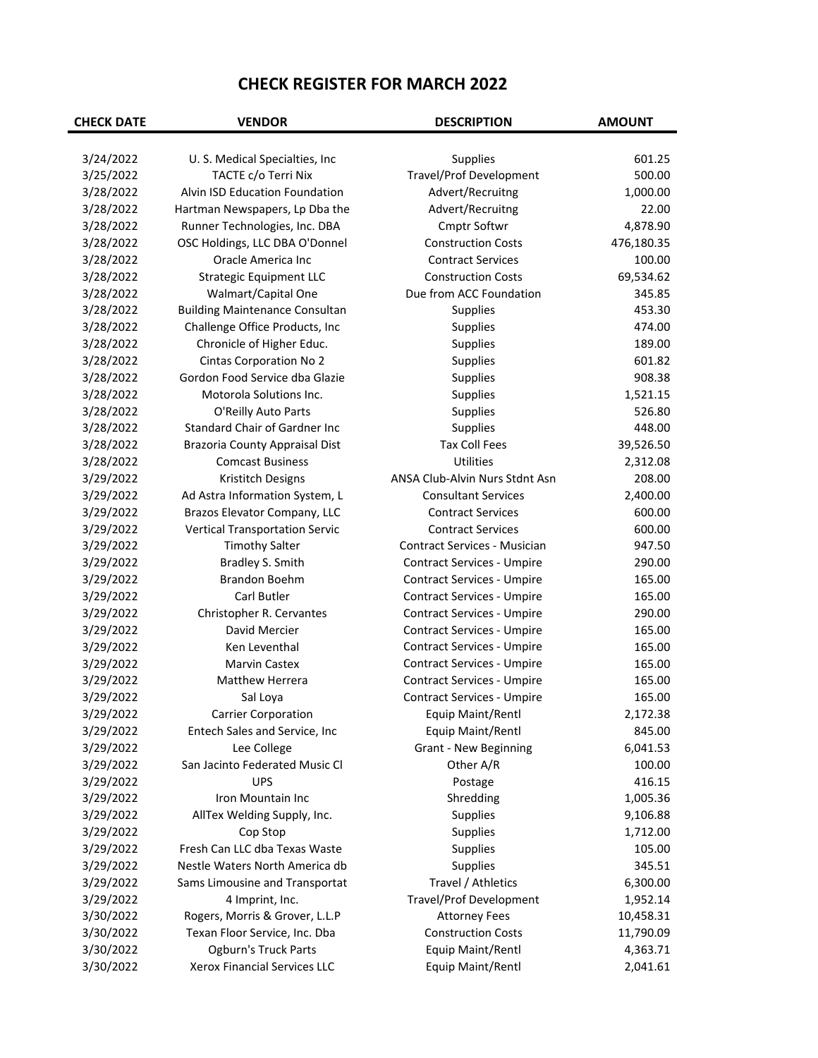## CHECK REGISTER FOR MARCH 2022

| CHECK DATE | VENDOR | DESCRIPTION | AMOUNT |
|---|---|---|---|
| 3/24/2022 | U. S. Medical Specialties, Inc | Supplies | 601.25 |
| 3/25/2022 | TACTE c/o Terri Nix | Travel/Prof Development | 500.00 |
| 3/28/2022 | Alvin ISD Education Foundation | Advert/Recruitng | 1,000.00 |
| 3/28/2022 | Hartman Newspapers, Lp Dba the | Advert/Recruitng | 22.00 |
| 3/28/2022 | Runner Technologies, Inc. DBA | Cmptr Softwr | 4,878.90 |
| 3/28/2022 | OSC Holdings, LLC DBA O'Donnel | Construction Costs | 476,180.35 |
| 3/28/2022 | Oracle America Inc | Contract Services | 100.00 |
| 3/28/2022 | Strategic Equipment LLC | Construction Costs | 69,534.62 |
| 3/28/2022 | Walmart/Capital One | Due from ACC Foundation | 345.85 |
| 3/28/2022 | Building Maintenance Consultan | Supplies | 453.30 |
| 3/28/2022 | Challenge Office Products, Inc | Supplies | 474.00 |
| 3/28/2022 | Chronicle of Higher Educ. | Supplies | 189.00 |
| 3/28/2022 | Cintas Corporation No 2 | Supplies | 601.82 |
| 3/28/2022 | Gordon Food Service dba Glazie | Supplies | 908.38 |
| 3/28/2022 | Motorola Solutions Inc. | Supplies | 1,521.15 |
| 3/28/2022 | O'Reilly Auto Parts | Supplies | 526.80 |
| 3/28/2022 | Standard Chair of Gardner Inc | Supplies | 448.00 |
| 3/28/2022 | Brazoria County Appraisal Dist | Tax Coll Fees | 39,526.50 |
| 3/28/2022 | Comcast Business | Utilities | 2,312.08 |
| 3/29/2022 | Kristitch Designs | ANSA Club-Alvin Nurs Stdnt Asn | 208.00 |
| 3/29/2022 | Ad Astra Information System, L | Consultant Services | 2,400.00 |
| 3/29/2022 | Brazos Elevator Company, LLC | Contract Services | 600.00 |
| 3/29/2022 | Vertical Transportation Servic | Contract Services | 600.00 |
| 3/29/2022 | Timothy Salter | Contract Services - Musician | 947.50 |
| 3/29/2022 | Bradley S. Smith | Contract Services - Umpire | 290.00 |
| 3/29/2022 | Brandon Boehm | Contract Services - Umpire | 165.00 |
| 3/29/2022 | Carl Butler | Contract Services - Umpire | 165.00 |
| 3/29/2022 | Christopher R. Cervantes | Contract Services - Umpire | 290.00 |
| 3/29/2022 | David Mercier | Contract Services - Umpire | 165.00 |
| 3/29/2022 | Ken Leventhal | Contract Services - Umpire | 165.00 |
| 3/29/2022 | Marvin Castex | Contract Services - Umpire | 165.00 |
| 3/29/2022 | Matthew Herrera | Contract Services - Umpire | 165.00 |
| 3/29/2022 | Sal Loya | Contract Services - Umpire | 165.00 |
| 3/29/2022 | Carrier Corporation | Equip Maint/Rentl | 2,172.38 |
| 3/29/2022 | Entech Sales and Service, Inc | Equip Maint/Rentl | 845.00 |
| 3/29/2022 | Lee College | Grant - New Beginning | 6,041.53 |
| 3/29/2022 | San Jacinto Federated Music Cl | Other A/R | 100.00 |
| 3/29/2022 | UPS | Postage | 416.15 |
| 3/29/2022 | Iron Mountain Inc | Shredding | 1,005.36 |
| 3/29/2022 | AllTex Welding Supply, Inc. | Supplies | 9,106.88 |
| 3/29/2022 | Cop Stop | Supplies | 1,712.00 |
| 3/29/2022 | Fresh Can LLC dba Texas Waste | Supplies | 105.00 |
| 3/29/2022 | Nestle Waters North America db | Supplies | 345.51 |
| 3/29/2022 | Sams Limousine and Transportat | Travel / Athletics | 6,300.00 |
| 3/29/2022 | 4 Imprint, Inc. | Travel/Prof Development | 1,952.14 |
| 3/30/2022 | Rogers, Morris & Grover, L.L.P | Attorney Fees | 10,458.31 |
| 3/30/2022 | Texan Floor Service, Inc. Dba | Construction Costs | 11,790.09 |
| 3/30/2022 | Ogburn's Truck Parts | Equip Maint/Rentl | 4,363.71 |
| 3/30/2022 | Xerox Financial Services LLC | Equip Maint/Rentl | 2,041.61 |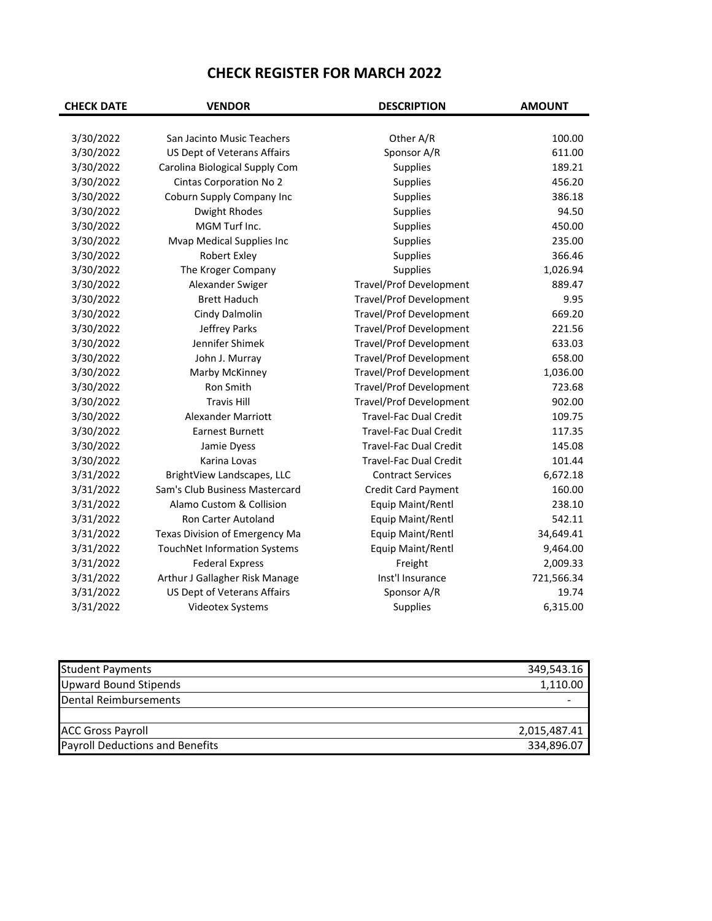# CHECK REGISTER FOR MARCH 2022

| CHECK DATE | VENDOR | DESCRIPTION | AMOUNT |
|---|---|---|---|
| 3/30/2022 | San Jacinto Music Teachers | Other A/R | 100.00 |
| 3/30/2022 | US Dept of Veterans Affairs | Sponsor A/R | 611.00 |
| 3/30/2022 | Carolina Biological Supply Com | Supplies | 189.21 |
| 3/30/2022 | Cintas Corporation No 2 | Supplies | 456.20 |
| 3/30/2022 | Coburn Supply Company Inc | Supplies | 386.18 |
| 3/30/2022 | Dwight Rhodes | Supplies | 94.50 |
| 3/30/2022 | MGM Turf Inc. | Supplies | 450.00 |
| 3/30/2022 | Mvap Medical Supplies Inc | Supplies | 235.00 |
| 3/30/2022 | Robert Exley | Supplies | 366.46 |
| 3/30/2022 | The Kroger Company | Supplies | 1,026.94 |
| 3/30/2022 | Alexander Swiger | Travel/Prof Development | 889.47 |
| 3/30/2022 | Brett Haduch | Travel/Prof Development | 9.95 |
| 3/30/2022 | Cindy Dalmolin | Travel/Prof Development | 669.20 |
| 3/30/2022 | Jeffrey Parks | Travel/Prof Development | 221.56 |
| 3/30/2022 | Jennifer Shimek | Travel/Prof Development | 633.03 |
| 3/30/2022 | John J. Murray | Travel/Prof Development | 658.00 |
| 3/30/2022 | Marby McKinney | Travel/Prof Development | 1,036.00 |
| 3/30/2022 | Ron Smith | Travel/Prof Development | 723.68 |
| 3/30/2022 | Travis Hill | Travel/Prof Development | 902.00 |
| 3/30/2022 | Alexander Marriott | Travel-Fac Dual Credit | 109.75 |
| 3/30/2022 | Earnest Burnett | Travel-Fac Dual Credit | 117.35 |
| 3/30/2022 | Jamie Dyess | Travel-Fac Dual Credit | 145.08 |
| 3/30/2022 | Karina Lovas | Travel-Fac Dual Credit | 101.44 |
| 3/31/2022 | BrightView Landscapes, LLC | Contract Services | 6,672.18 |
| 3/31/2022 | Sam's Club Business Mastercard | Credit Card Payment | 160.00 |
| 3/31/2022 | Alamo Custom & Collision | Equip Maint/Rentl | 238.10 |
| 3/31/2022 | Ron Carter Autoland | Equip Maint/Rentl | 542.11 |
| 3/31/2022 | Texas Division of Emergency Ma | Equip Maint/Rentl | 34,649.41 |
| 3/31/2022 | TouchNet Information Systems | Equip Maint/Rentl | 9,464.00 |
| 3/31/2022 | Federal Express | Freight | 2,009.33 |
| 3/31/2022 | Arthur J Gallagher Risk Manage | Inst'l Insurance | 721,566.34 |
| 3/31/2022 | US Dept of Veterans Affairs | Sponsor A/R | 19.74 |
| 3/31/2022 | Videotex Systems | Supplies | 6,315.00 |

| | |
|---|---|
| Student Payments | 349,543.16 |
| Upward Bound Stipends | 1,110.00 |
| Dental Reimbursements | - |
| | |
| ACC Gross Payroll | 2,015,487.41 |
| Payroll Deductions and Benefits | 334,896.07 |